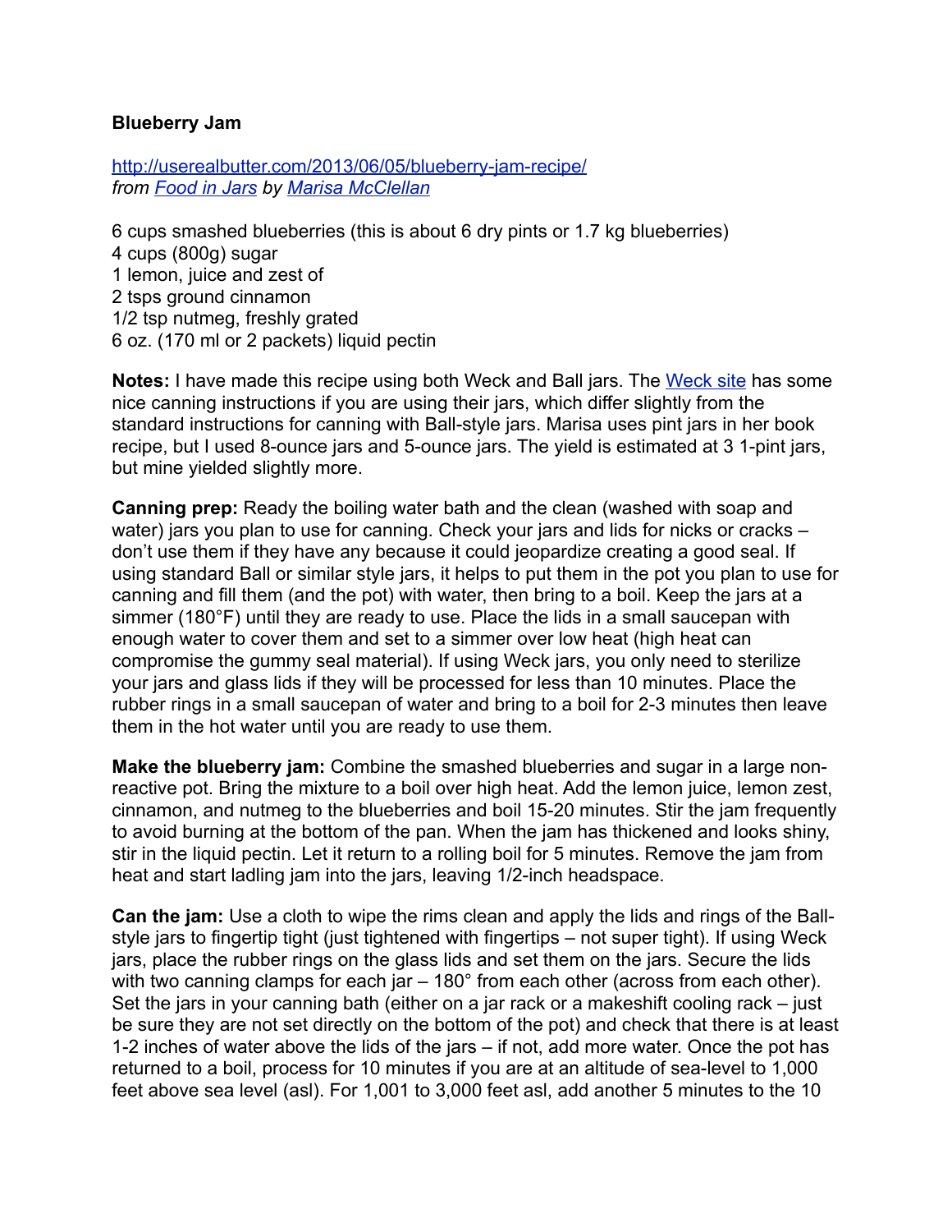**Blueberry Jam**

[http://userealbutter.com/2013/06/05/blueberry-jam-recipe/](http://userealbutter.com/2013/06/05/blueberry-jam-recipe/)
*from [Food in Jars](#) by [Marisa McClellan](#)*

6 cups smashed blueberries (this is about 6 dry pints or 1.7 kg blueberries)
4 cups (800g) sugar
1 lemon, juice and zest of
2 tsps ground cinnamon
1/2 tsp nutmeg, freshly grated
6 oz. (170 ml or 2 packets) liquid pectin

**Notes:** I have made this recipe using both Weck and Ball jars. The [Weck site](#) has some nice canning instructions if you are using their jars, which differ slightly from the standard instructions for canning with Ball-style jars. Marisa uses pint jars in her book recipe, but I used 8-ounce jars and 5-ounce jars. The yield is estimated at 3 1-pint jars, but mine yielded slightly more.

**Canning prep:** Ready the boiling water bath and the clean (washed with soap and water) jars you plan to use for canning. Check your jars and lids for nicks or cracks – don't use them if they have any because it could jeopardize creating a good seal. If using standard Ball or similar style jars, it helps to put them in the pot you plan to use for canning and fill them (and the pot) with water, then bring to a boil. Keep the jars at a simmer (180°F) until they are ready to use. Place the lids in a small saucepan with enough water to cover them and set to a simmer over low heat (high heat can compromise the gummy seal material). If using Weck jars, you only need to sterilize your jars and glass lids if they will be processed for less than 10 minutes. Place the rubber rings in a small saucepan of water and bring to a boil for 2-3 minutes then leave them in the hot water until you are ready to use them.

**Make the blueberry jam:** Combine the smashed blueberries and sugar in a large non-reactive pot. Bring the mixture to a boil over high heat. Add the lemon juice, lemon zest, cinnamon, and nutmeg to the blueberries and boil 15-20 minutes. Stir the jam frequently to avoid burning at the bottom of the pan. When the jam has thickened and looks shiny, stir in the liquid pectin. Let it return to a rolling boil for 5 minutes. Remove the jam from heat and start ladling jam into the jars, leaving 1/2-inch headspace.

**Can the jam:** Use a cloth to wipe the rims clean and apply the lids and rings of the Ball-style jars to fingertip tight (just tightened with fingertips – not super tight). If using Weck jars, place the rubber rings on the glass lids and set them on the jars. Secure the lids with two canning clamps for each jar – 180° from each other (across from each other). Set the jars in your canning bath (either on a jar rack or a makeshift cooling rack – just be sure they are not set directly on the bottom of the pot) and check that there is at least 1-2 inches of water above the lids of the jars – if not, add more water. Once the pot has returned to a boil, process for 10 minutes if you are at an altitude of sea-level to 1,000 feet above sea level (asl). For 1,001 to 3,000 feet asl, add another 5 minutes to the 10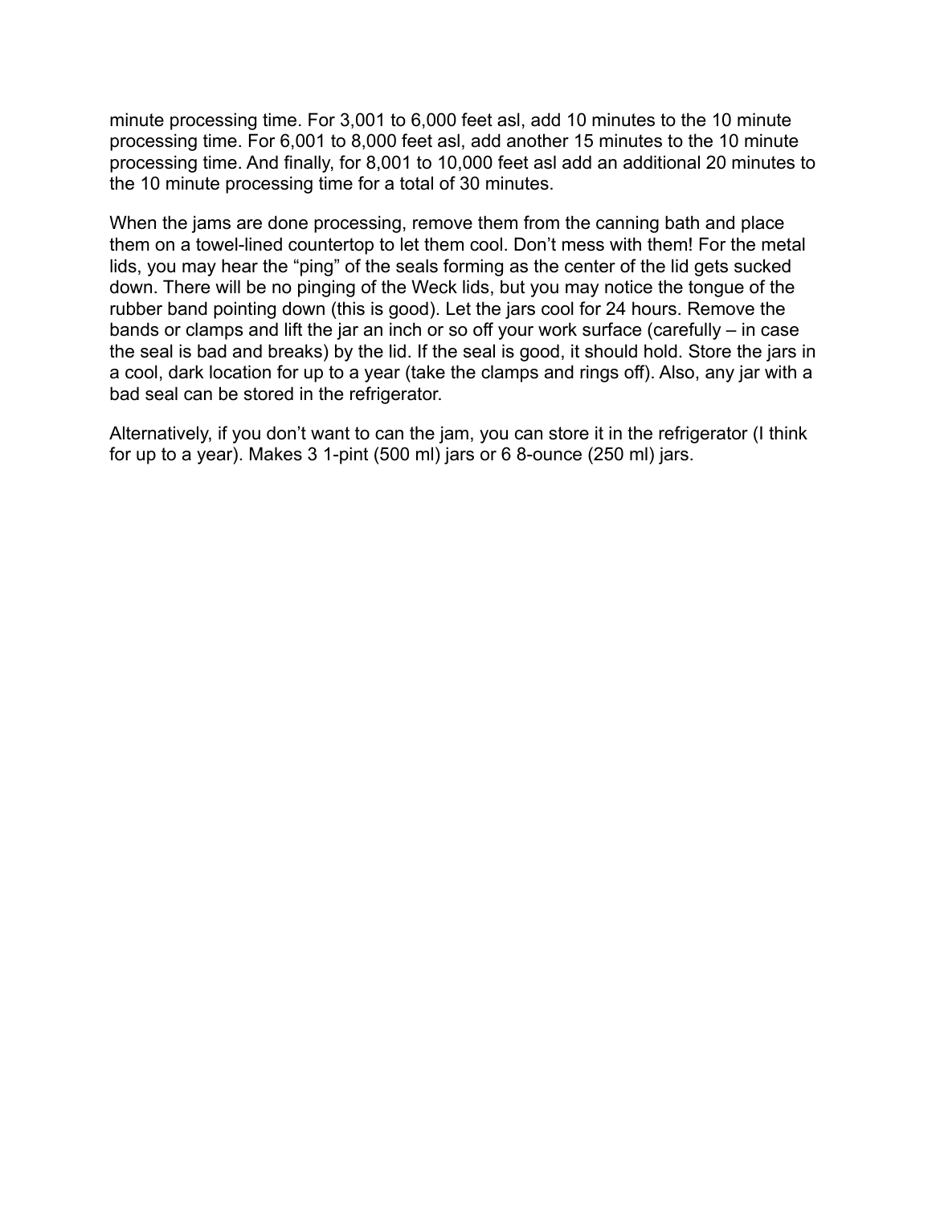minute processing time. For 3,001 to 6,000 feet asl, add 10 minutes to the 10 minute processing time. For 6,001 to 8,000 feet asl, add another 15 minutes to the 10 minute processing time. And finally, for 8,001 to 10,000 feet asl add an additional 20 minutes to the 10 minute processing time for a total of 30 minutes.

When the jams are done processing, remove them from the canning bath and place them on a towel-lined countertop to let them cool. Don't mess with them! For the metal lids, you may hear the "ping" of the seals forming as the center of the lid gets sucked down. There will be no pinging of the Weck lids, but you may notice the tongue of the rubber band pointing down (this is good). Let the jars cool for 24 hours. Remove the bands or clamps and lift the jar an inch or so off your work surface (carefully – in case the seal is bad and breaks) by the lid. If the seal is good, it should hold. Store the jars in a cool, dark location for up to a year (take the clamps and rings off). Also, any jar with a bad seal can be stored in the refrigerator.

Alternatively, if you don't want to can the jam, you can store it in the refrigerator (I think for up to a year). Makes 3 1-pint (500 ml) jars or 6 8-ounce (250 ml) jars.